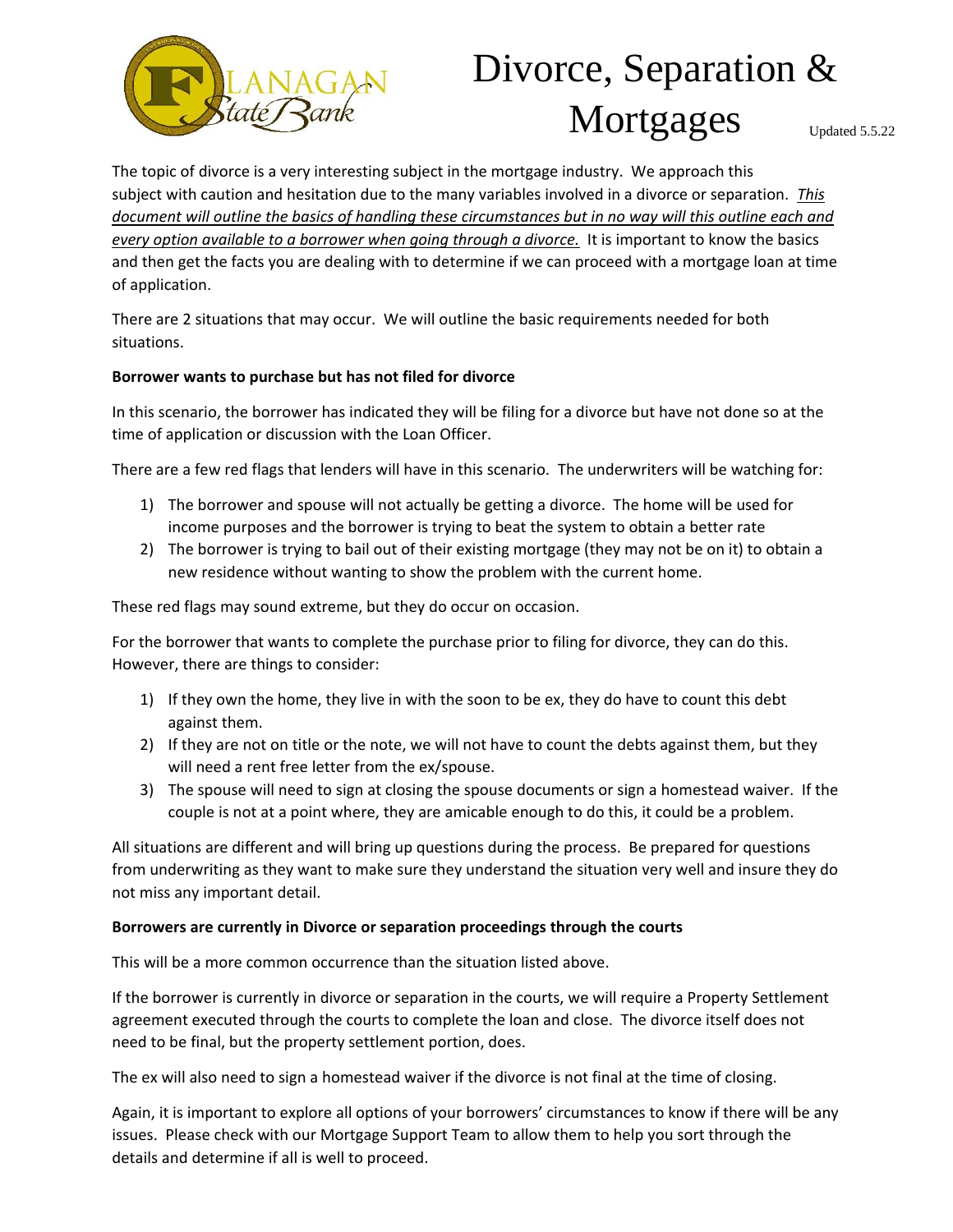# Divorce, Separation & Mortgages

Updated 5.5.22

The topic of divorce is a very interesting subject in the mortgage industry. We approach this subject with caution and hesitation due to the many variables involved in a divorce or separation. *This document will outline the basics of handling these circumstances but in no way will this outline each and every option available to a borrower when going through a divorce.* It is important to know the basics and then get the facts you are dealing with to determine if we can proceed with a mortgage loan at time of application.

There are 2 situations that may occur. We will outline the basic requirements needed for both situations.

**Borrower wants to purchase but has not filed for divorce**

In this scenario, the borrower has indicated they will be filing for a divorce but have not done so at the time of application or discussion with the Loan Officer.

There are a few red flags that lenders will have in this scenario. The underwriters will be watching for:

1) The borrower and spouse will not actually be getting a divorce. The home will be used for income purposes and the borrower is trying to beat the system to obtain a better rate
2) The borrower is trying to bail out of their existing mortgage (they may not be on it) to obtain a new residence without wanting to show the problem with the current home.

These red flags may sound extreme, but they do occur on occasion.

For the borrower that wants to complete the purchase prior to filing for divorce, they can do this. However, there are things to consider:

1) If they own the home, they live in with the soon to be ex, they do have to count this debt against them.
2) If they are not on title or the note, we will not have to count the debts against them, but they will need a rent free letter from the ex/spouse.
3) The spouse will need to sign at closing the spouse documents or sign a homestead waiver. If the couple is not at a point where, they are amicable enough to do this, it could be a problem.

All situations are different and will bring up questions during the process. Be prepared for questions from underwriting as they want to make sure they understand the situation very well and insure they do not miss any important detail.

**Borrowers are currently in Divorce or separation proceedings through the courts**

This will be a more common occurrence than the situation listed above.

If the borrower is currently in divorce or separation in the courts, we will require a Property Settlement agreement executed through the courts to complete the loan and close. The divorce itself does not need to be final, but the property settlement portion, does.

The ex will also need to sign a homestead waiver if the divorce is not final at the time of closing.

Again, it is important to explore all options of your borrowers' circumstances to know if there will be any issues. Please check with our Mortgage Support Team to allow them to help you sort through the details and determine if all is well to proceed.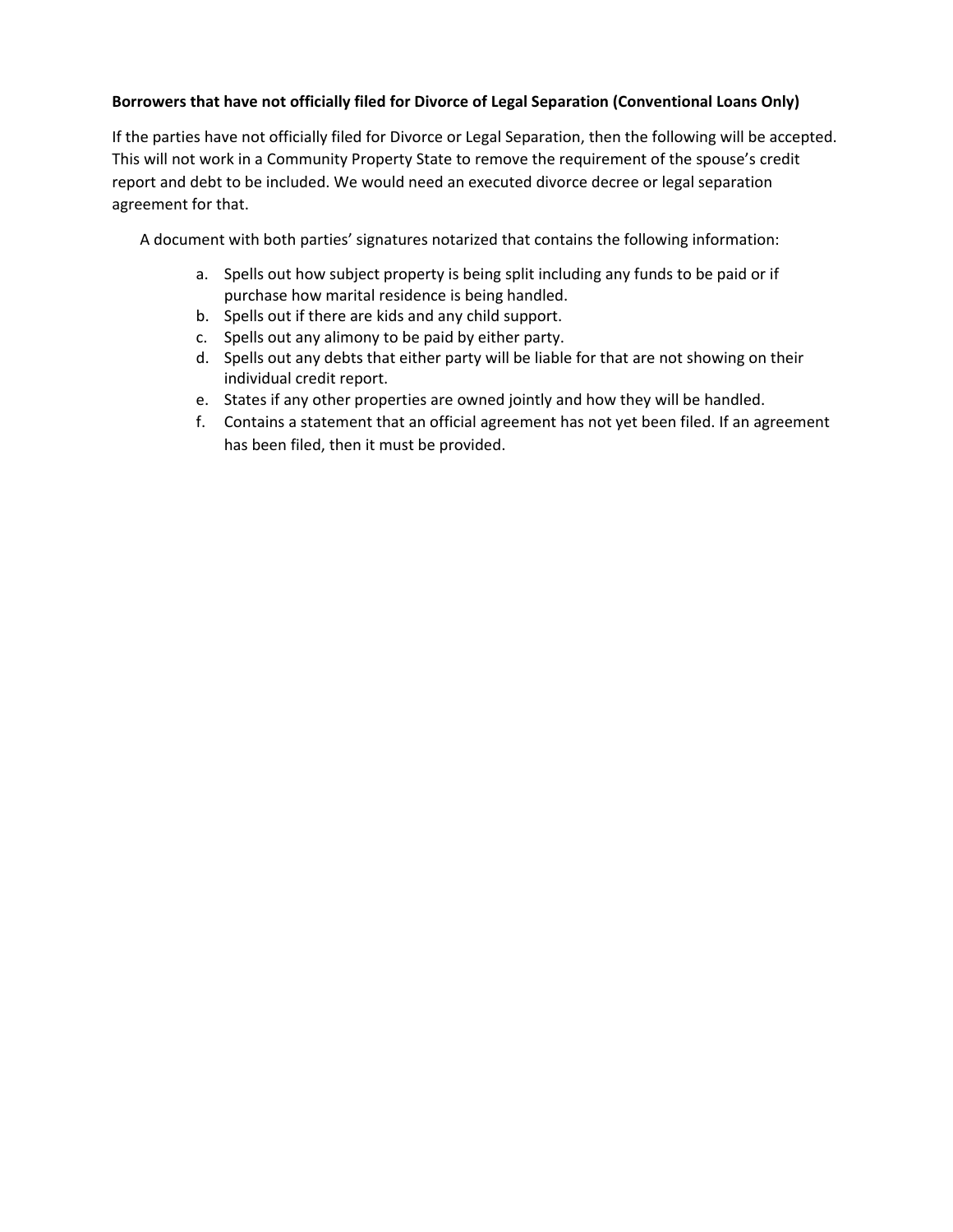**Borrowers that have not officially filed for Divorce of Legal Separation (Conventional Loans Only)**

If the parties have not officially filed for Divorce or Legal Separation, then the following will be accepted. This will not work in a Community Property State to remove the requirement of the spouse's credit report and debt to be included. We would need an executed divorce decree or legal separation agreement for that.

A document with both parties' signatures notarized that contains the following information:

a. Spells out how subject property is being split including any funds to be paid or if purchase how marital residence is being handled.
b. Spells out if there are kids and any child support.
c. Spells out any alimony to be paid by either party.
d. Spells out any debts that either party will be liable for that are not showing on their individual credit report.
e. States if any other properties are owned jointly and how they will be handled.
f. Contains a statement that an official agreement has not yet been filed. If an agreement has been filed, then it must be provided.